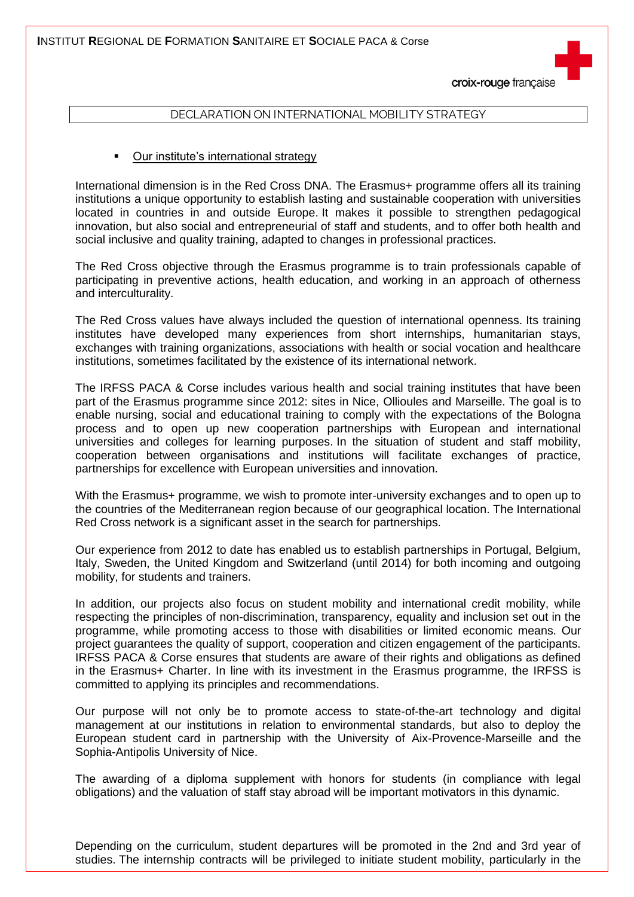**I**NSTITUT **R**EGIONAL DE **F**ORMATION **S**ANITAIRE ET **S**OCIALE PACA & Corse

croix-rouge française

# DECLARATION ON INTERNATIONAL MOBILITY STRATEGY

- Our institute's international strategy

International dimension is in the Red Cross DNA. The Erasmus+ programme offers all its training institutions a unique opportunity to establish lasting and sustainable cooperation with universities located in countries in and outside Europe. It makes it possible to strengthen pedagogical innovation, but also social and entrepreneurial of staff and students, and to offer both health and social inclusive and quality training, adapted to changes in professional practices.

The Red Cross objective through the Erasmus programme is to train professionals capable of participating in preventive actions, health education, and working in an approach of otherness and interculturality.

The Red Cross values have always included the question of international openness. Its training institutes have developed many experiences from short internships, humanitarian stays, exchanges with training organizations, associations with health or social vocation and healthcare institutions, sometimes facilitated by the existence of its international network.

The IRFSS PACA & Corse includes various health and social training institutes that have been part of the Erasmus programme since 2012: sites in Nice, Ollioules and Marseille. The goal is to enable nursing, social and educational training to comply with the expectations of the Bologna process and to open up new cooperation partnerships with European and international universities and colleges for learning purposes. In the situation of student and staff mobility, cooperation between organisations and institutions will facilitate exchanges of practice, partnerships for excellence with European universities and innovation.

With the Erasmus+ programme, we wish to promote inter-university exchanges and to open up to the countries of the Mediterranean region because of our geographical location. The International Red Cross network is a significant asset in the search for partnerships.

Our experience from 2012 to date has enabled us to establish partnerships in Portugal, Belgium, Italy, Sweden, the United Kingdom and Switzerland (until 2014) for both incoming and outgoing mobility, for students and trainers.

In addition, our projects also focus on student mobility and international credit mobility, while respecting the principles of non-discrimination, transparency, equality and inclusion set out in the programme, while promoting access to those with disabilities or limited economic means. Our project guarantees the quality of support, cooperation and citizen engagement of the participants. IRFSS PACA & Corse ensures that students are aware of their rights and obligations as defined in the Erasmus+ Charter. In line with its investment in the Erasmus programme, the IRFSS is committed to applying its principles and recommendations.

Our purpose will not only be to promote access to state-of-the-art technology and digital management at our institutions in relation to environmental standards, but also to deploy the European student card in partnership with the University of Aix-Provence-Marseille and the Sophia-Antipolis University of Nice.

The awarding of a diploma supplement with honors for students (in compliance with legal obligations) and the valuation of staff stay abroad will be important motivators in this dynamic.

Depending on the curriculum, student departures will be promoted in the 2nd and 3rd year of studies. The internship contracts will be privileged to initiate student mobility, particularly in the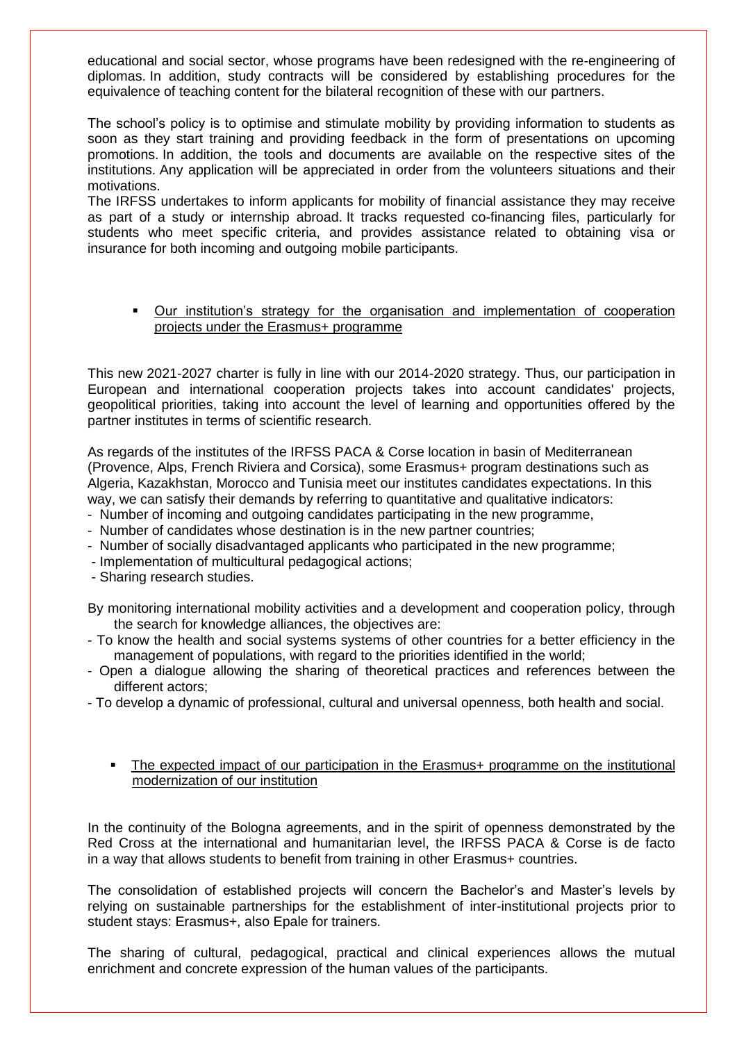educational and social sector, whose programs have been redesigned with the re-engineering of diplomas. In addition, study contracts will be considered by establishing procedures for the equivalence of teaching content for the bilateral recognition of these with our partners.

The school's policy is to optimise and stimulate mobility by providing information to students as soon as they start training and providing feedback in the form of presentations on upcoming promotions. In addition, the tools and documents are available on the respective sites of the institutions. Any application will be appreciated in order from the volunteers situations and their motivations.

The IRFSS undertakes to inform applicants for mobility of financial assistance they may receive as part of a study or internship abroad. It tracks requested co-financing files, particularly for students who meet specific criteria, and provides assistance related to obtaining visa or insurance for both incoming and outgoing mobile participants.

- Our institution's strategy for the organisation and implementation of cooperation projects under the Erasmus+ programme

This new 2021-2027 charter is fully in line with our 2014-2020 strategy. Thus, our participation in European and international cooperation projects takes into account candidates' projects, geopolitical priorities, taking into account the level of learning and opportunities offered by the partner institutes in terms of scientific research.

As regards of the institutes of the IRFSS PACA & Corse location in basin of Mediterranean (Provence, Alps, French Riviera and Corsica), some Erasmus+ program destinations such as Algeria, Kazakhstan, Morocco and Tunisia meet our institutes candidates expectations. In this way, we can satisfy their demands by referring to quantitative and qualitative indicators:

- Number of incoming and outgoing candidates participating in the new programme,
- Number of candidates whose destination is in the new partner countries;
- Number of socially disadvantaged applicants who participated in the new programme;
- Implementation of multicultural pedagogical actions;
- Sharing research studies.

By monitoring international mobility activities and a development and cooperation policy, through the search for knowledge alliances, the objectives are:

- To know the health and social systems systems of other countries for a better efficiency in the management of populations, with regard to the priorities identified in the world;
- Open a dialogue allowing the sharing of theoretical practices and references between the different actors;
- To develop a dynamic of professional, cultural and universal openness, both health and social.

- The expected impact of our participation in the Erasmus+ programme on the institutional modernization of our institution

In the continuity of the Bologna agreements, and in the spirit of openness demonstrated by the Red Cross at the international and humanitarian level, the IRFSS PACA & Corse is de facto in a way that allows students to benefit from training in other Erasmus+ countries.

The consolidation of established projects will concern the Bachelor's and Master's levels by relying on sustainable partnerships for the establishment of inter-institutional projects prior to student stays: Erasmus+, also Epale for trainers.

The sharing of cultural, pedagogical, practical and clinical experiences allows the mutual enrichment and concrete expression of the human values of the participants.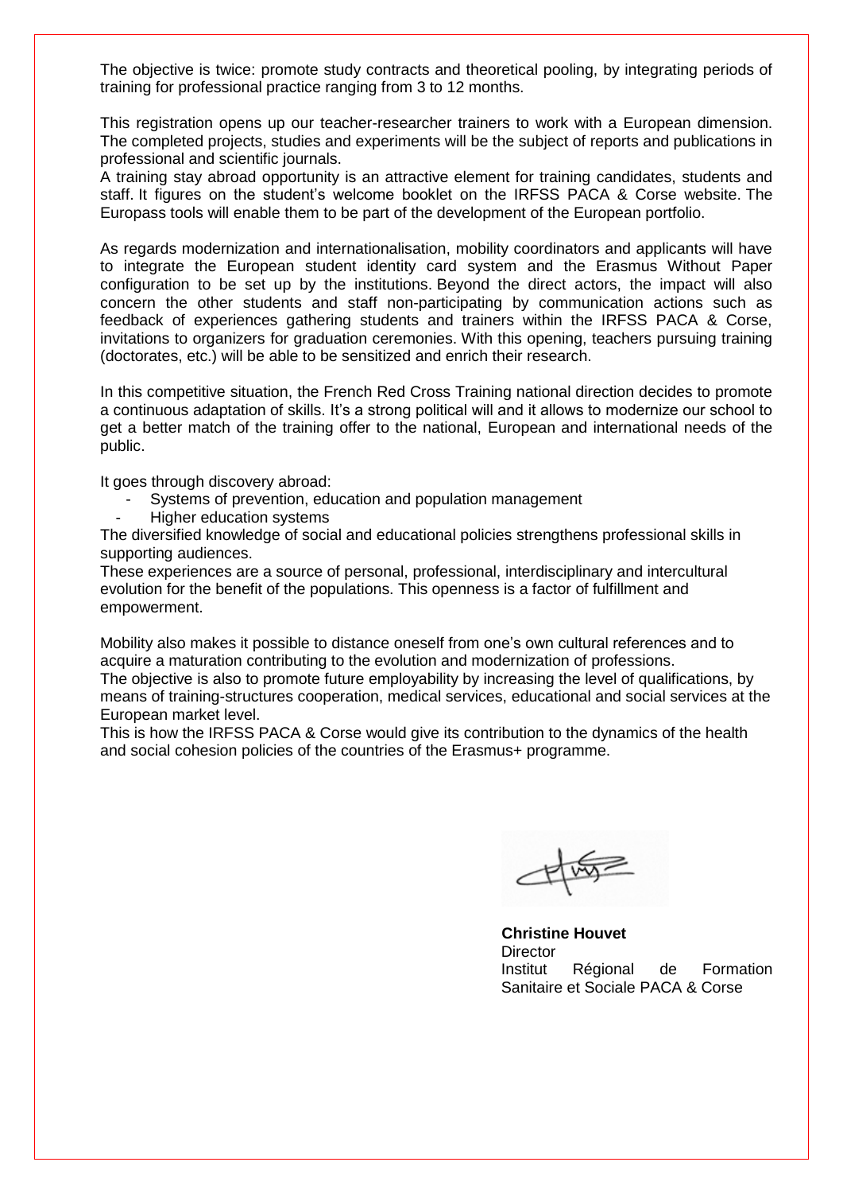The objective is twice: promote study contracts and theoretical pooling, by integrating periods of training for professional practice ranging from 3 to 12 months.

This registration opens up our teacher-researcher trainers to work with a European dimension. The completed projects, studies and experiments will be the subject of reports and publications in professional and scientific journals.

A training stay abroad opportunity is an attractive element for training candidates, students and staff. It figures on the student's welcome booklet on the IRFSS PACA & Corse website. The Europass tools will enable them to be part of the development of the European portfolio.

As regards modernization and internationalisation, mobility coordinators and applicants will have to integrate the European student identity card system and the Erasmus Without Paper configuration to be set up by the institutions. Beyond the direct actors, the impact will also concern the other students and staff non-participating by communication actions such as feedback of experiences gathering students and trainers within the IRFSS PACA & Corse, invitations to organizers for graduation ceremonies. With this opening, teachers pursuing training (doctorates, etc.) will be able to be sensitized and enrich their research.

In this competitive situation, the French Red Cross Training national direction decides to promote a continuous adaptation of skills. It's a strong political will and it allows to modernize our school to get a better match of the training offer to the national, European and international needs of the public.

It goes through discovery abroad:

- Systems of prevention, education and population management
- Higher education systems

The diversified knowledge of social and educational policies strengthens professional skills in supporting audiences.

These experiences are a source of personal, professional, interdisciplinary and intercultural evolution for the benefit of the populations. This openness is a factor of fulfillment and empowerment.

Mobility also makes it possible to distance oneself from one's own cultural references and to acquire a maturation contributing to the evolution and modernization of professions.

The objective is also to promote future employability by increasing the level of qualifications, by means of training-structures cooperation, medical services, educational and social services at the European market level.

This is how the IRFSS PACA & Corse would give its contribution to the dynamics of the health and social cohesion policies of the countries of the Erasmus+ programme.

**Christine Houvet**
Director
Institut Régional de Formation Sanitaire et Sociale PACA & Corse